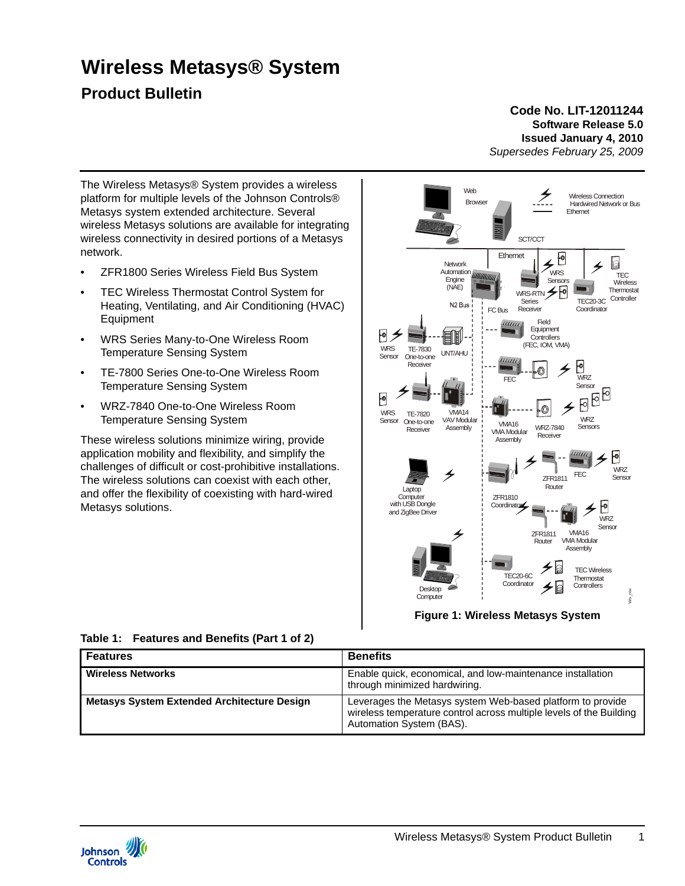# Wireless Metasys® System

## Product Bulletin

**Code No. LIT-12011244**
**Software Release 5.0**
**Issued January 4, 2010**
*Supersedes February 25, 2009*

The Wireless Metasys® System provides a wireless platform for multiple levels of the Johnson Controls® Metasys system extended architecture. Several wireless Metasys solutions are available for integrating wireless connectivity in desired portions of a Metasys network.

- ZFR1800 Series Wireless Field Bus System
- TEC Wireless Thermostat Control System for Heating, Ventilating, and Air Conditioning (HVAC) Equipment
- WRS Series Many-to-One Wireless Room Temperature Sensing System
- TE-7800 Series One-to-One Wireless Room Temperature Sensing System
- WRZ-7840 One-to-One Wireless Room Temperature Sensing System

These wireless solutions minimize wiring, provide application mobility and flexibility, and simplify the challenges of difficult or cost-prohibitive installations. The wireless solutions can coexist with each other, and offer the flexibility of coexisting with hard-wired Metasys solutions.

**Figure 1: Wireless Metasys System**

**Table 1: Features and Benefits (Part 1 of 2)**

| Features | Benefits |
|---|---|
| **Wireless Networks** | Enable quick, economical, and low-maintenance installation through minimized hardwiring. |
| **Metasys System Extended Architecture Design** | Leverages the Metasys system Web-based platform to provide wireless temperature control across multiple levels of the Building Automation System (BAS). |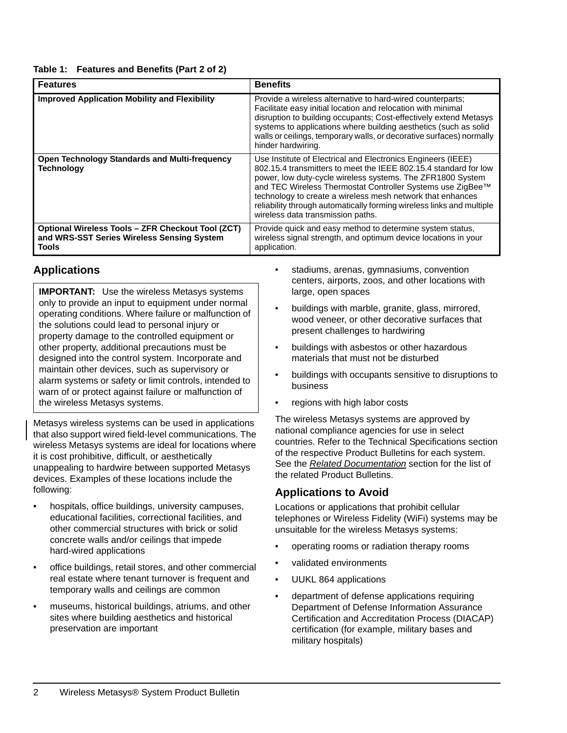**Table 1: Features and Benefits (Part 2 of 2)**

| Features | Benefits |
|---|---|
| **Improved Application Mobility and Flexibility** | Provide a wireless alternative to hard-wired counterparts; Facilitate easy initial location and relocation with minimal disruption to building occupants; Cost-effectively extend Metasys systems to applications where building aesthetics (such as solid walls or ceilings, temporary walls, or decorative surfaces) normally hinder hardwiring. |
| **Open Technology Standards and Multi-frequency Technology** | Use Institute of Electrical and Electronics Engineers (IEEE) 802.15.4 transmitters to meet the IEEE 802.15.4 standard for low power, low duty-cycle wireless systems. The ZFR1800 System and TEC Wireless Thermostat Controller Systems use ZigBee™ technology to create a wireless mesh network that enhances reliability through automatically forming wireless links and multiple wireless data transmission paths. |
| **Optional Wireless Tools – ZFR Checkout Tool (ZCT) and WRS-SST Series Wireless Sensing System Tools** | Provide quick and easy method to determine system status, wireless signal strength, and optimum device locations in your application. |

## Applications

> **IMPORTANT:** Use the wireless Metasys systems only to provide an input to equipment under normal operating conditions. Where failure or malfunction of the solutions could lead to personal injury or property damage to the controlled equipment or other property, additional precautions must be designed into the control system. Incorporate and maintain other devices, such as supervisory or alarm systems or safety or limit controls, intended to warn of or protect against failure or malfunction of the wireless Metasys systems.

Metasys wireless systems can be used in applications that also support wired field-level communications. The wireless Metasys systems are ideal for locations where it is cost prohibitive, difficult, or aesthetically unappealing to hardwire between supported Metasys devices. Examples of these locations include the following:

- hospitals, office buildings, university campuses, educational facilities, correctional facilities, and other commercial structures with brick or solid concrete walls and/or ceilings that impede hard-wired applications
- office buildings, retail stores, and other commercial real estate where tenant turnover is frequent and temporary walls and ceilings are common
- museums, historical buildings, atriums, and other sites where building aesthetics and historical preservation are important
- stadiums, arenas, gymnasiums, convention centers, airports, zoos, and other locations with large, open spaces
- buildings with marble, granite, glass, mirrored, wood veneer, or other decorative surfaces that present challenges to hardwiring
- buildings with asbestos or other hazardous materials that must not be disturbed
- buildings with occupants sensitive to disruptions to business
- regions with high labor costs

The wireless Metasys systems are approved by national compliance agencies for use in select countries. Refer to the Technical Specifications section of the respective Product Bulletins for each system. See the *Related Documentation* section for the list of the related Product Bulletins.

## Applications to Avoid

Locations or applications that prohibit cellular telephones or Wireless Fidelity (WiFi) systems may be unsuitable for the wireless Metasys systems:

- operating rooms or radiation therapy rooms
- validated environments
- UUKL 864 applications
- department of defense applications requiring Department of Defense Information Assurance Certification and Accreditation Process (DIACAP) certification (for example, military bases and military hospitals)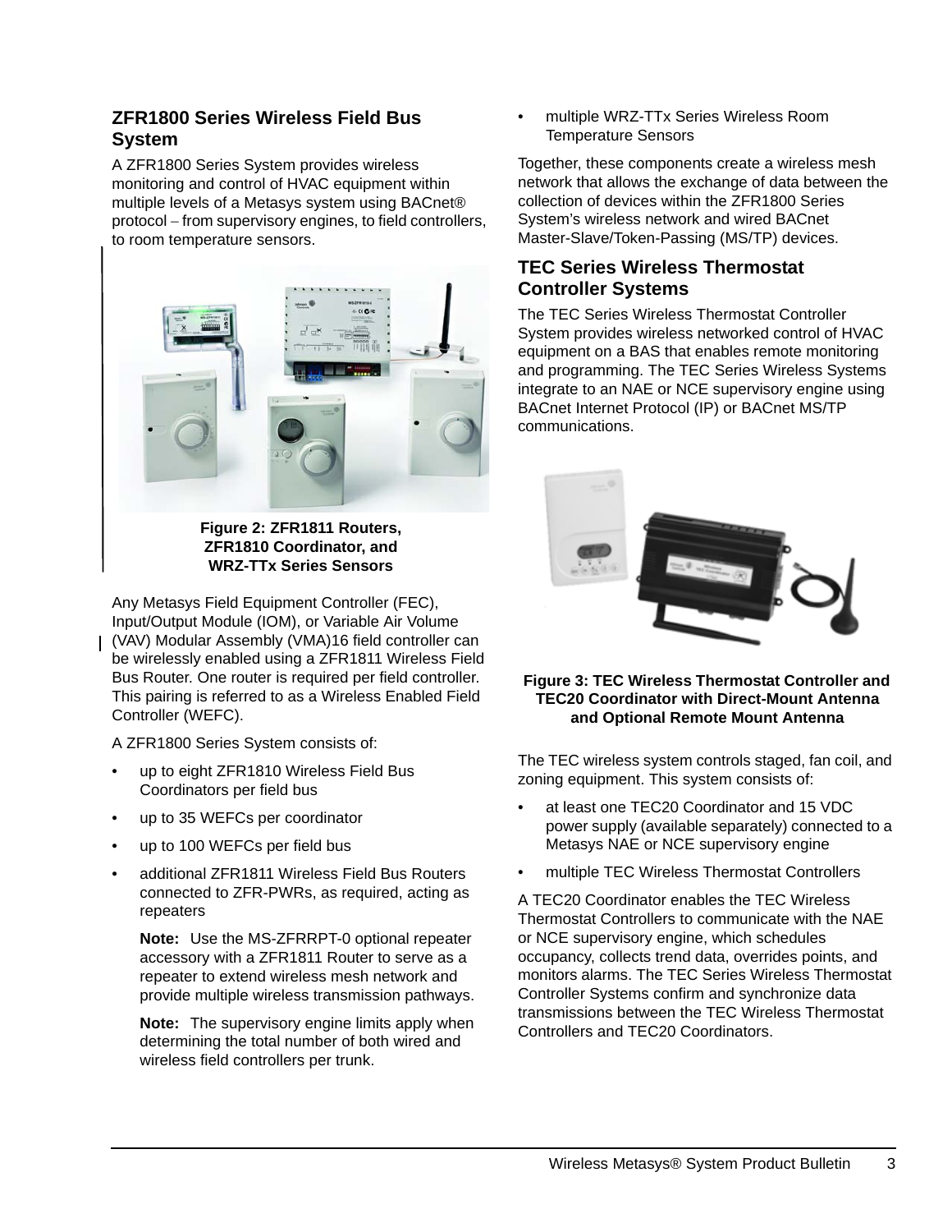## ZFR1800 Series Wireless Field Bus System

A ZFR1800 Series System provides wireless monitoring and control of HVAC equipment within multiple levels of a Metasys system using BACnet® protocol – from supervisory engines, to field controllers, to room temperature sensors.

**Figure 2: ZFR1811 Routers, ZFR1810 Coordinator, and WRZ-TTx Series Sensors**

Any Metasys Field Equipment Controller (FEC), Input/Output Module (IOM), or Variable Air Volume (VAV) Modular Assembly (VMA)16 field controller can be wirelessly enabled using a ZFR1811 Wireless Field Bus Router. One router is required per field controller. This pairing is referred to as a Wireless Enabled Field Controller (WEFC).

A ZFR1800 Series System consists of:

- up to eight ZFR1810 Wireless Field Bus Coordinators per field bus
- up to 35 WEFCs per coordinator
- up to 100 WEFCs per field bus
- additional ZFR1811 Wireless Field Bus Routers connected to ZFR-PWRs, as required, acting as repeaters

  **Note:** Use the MS-ZFRRPT-0 optional repeater accessory with a ZFR1811 Router to serve as a repeater to extend wireless mesh network and provide multiple wireless transmission pathways.

  **Note:** The supervisory engine limits apply when determining the total number of both wired and wireless field controllers per trunk.

- multiple WRZ-TTx Series Wireless Room Temperature Sensors

Together, these components create a wireless mesh network that allows the exchange of data between the collection of devices within the ZFR1800 Series System's wireless network and wired BACnet Master-Slave/Token-Passing (MS/TP) devices.

## TEC Series Wireless Thermostat Controller Systems

The TEC Series Wireless Thermostat Controller System provides wireless networked control of HVAC equipment on a BAS that enables remote monitoring and programming. The TEC Series Wireless Systems integrate to an NAE or NCE supervisory engine using BACnet Internet Protocol (IP) or BACnet MS/TP communications.

**Figure 3: TEC Wireless Thermostat Controller and TEC20 Coordinator with Direct-Mount Antenna and Optional Remote Mount Antenna**

The TEC wireless system controls staged, fan coil, and zoning equipment. This system consists of:

- at least one TEC20 Coordinator and 15 VDC power supply (available separately) connected to a Metasys NAE or NCE supervisory engine
- multiple TEC Wireless Thermostat Controllers

A TEC20 Coordinator enables the TEC Wireless Thermostat Controllers to communicate with the NAE or NCE supervisory engine, which schedules occupancy, collects trend data, overrides points, and monitors alarms. The TEC Series Wireless Thermostat Controller Systems confirm and synchronize data transmissions between the TEC Wireless Thermostat Controllers and TEC20 Coordinators.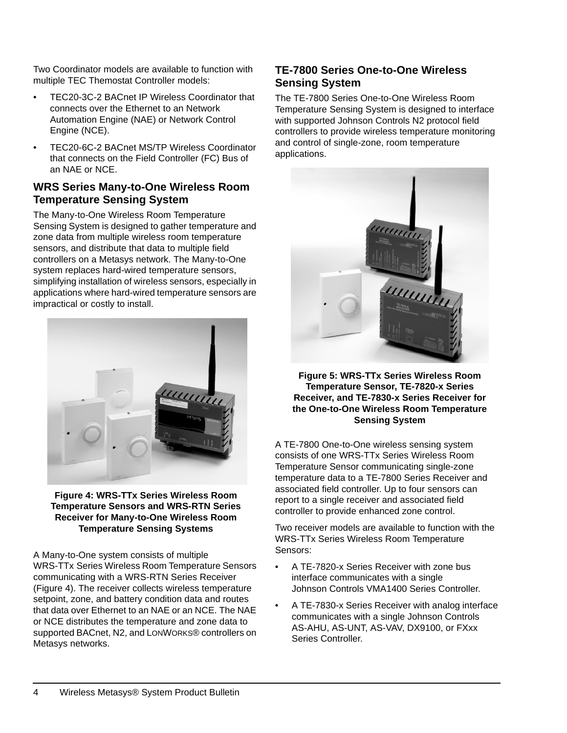Two Coordinator models are available to function with multiple TEC Themostat Controller models:

- TEC20-3C-2 BACnet IP Wireless Coordinator that connects over the Ethernet to an Network Automation Engine (NAE) or Network Control Engine (NCE).
- TEC20-6C-2 BACnet MS/TP Wireless Coordinator that connects on the Field Controller (FC) Bus of an NAE or NCE.

## WRS Series Many-to-One Wireless Room Temperature Sensing System

The Many-to-One Wireless Room Temperature Sensing System is designed to gather temperature and zone data from multiple wireless room temperature sensors, and distribute that data to multiple field controllers on a Metasys network. The Many-to-One system replaces hard-wired temperature sensors, simplifying installation of wireless sensors, especially in applications where hard-wired temperature sensors are impractical or costly to install.

**Figure 4: WRS-TTx Series Wireless Room Temperature Sensors and WRS-RTN Series Receiver for Many-to-One Wireless Room Temperature Sensing Systems**

A Many-to-One system consists of multiple WRS-TTx Series Wireless Room Temperature Sensors communicating with a WRS-RTN Series Receiver (Figure 4). The receiver collects wireless temperature setpoint, zone, and battery condition data and routes that data over Ethernet to an NAE or an NCE. The NAE or NCE distributes the temperature and zone data to supported BACnet, N2, and LONWORKS® controllers on Metasys networks.

## TE-7800 Series One-to-One Wireless Sensing System

The TE-7800 Series One-to-One Wireless Room Temperature Sensing System is designed to interface with supported Johnson Controls N2 protocol field controllers to provide wireless temperature monitoring and control of single-zone, room temperature applications.

**Figure 5: WRS-TTx Series Wireless Room Temperature Sensor, TE-7820-x Series Receiver, and TE-7830-x Series Receiver for the One-to-One Wireless Room Temperature Sensing System**

A TE-7800 One-to-One wireless sensing system consists of one WRS-TTx Series Wireless Room Temperature Sensor communicating single-zone temperature data to a TE-7800 Series Receiver and associated field controller. Up to four sensors can report to a single receiver and associated field controller to provide enhanced zone control.

Two receiver models are available to function with the WRS-TTx Series Wireless Room Temperature Sensors:

- A TE-7820-x Series Receiver with zone bus interface communicates with a single Johnson Controls VMA1400 Series Controller.
- A TE-7830-x Series Receiver with analog interface communicates with a single Johnson Controls AS-AHU, AS-UNT, AS-VAV, DX9100, or FXxx Series Controller.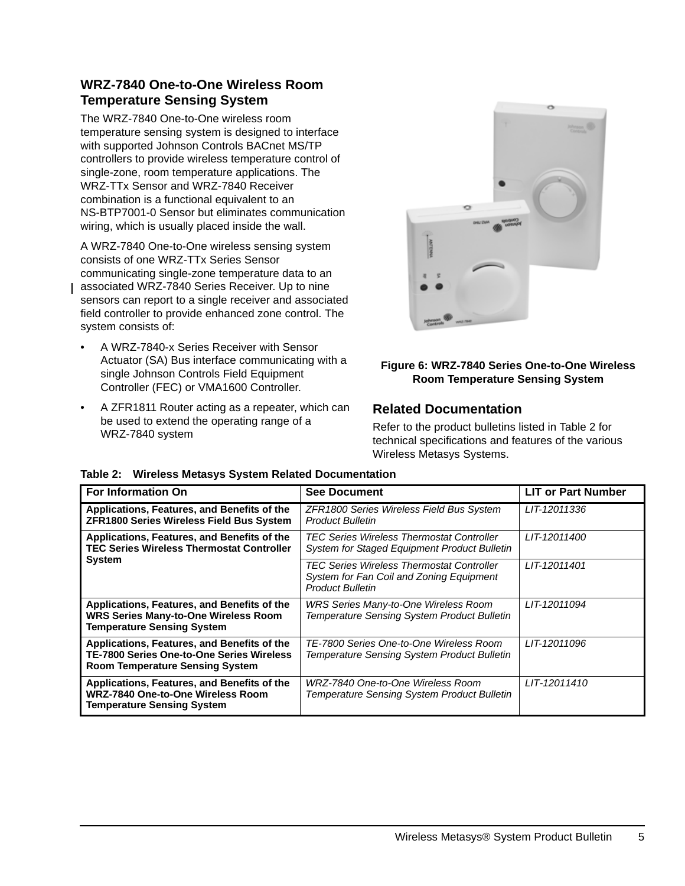## WRZ-7840 One-to-One Wireless Room Temperature Sensing System

The WRZ-7840 One-to-One wireless room temperature sensing system is designed to interface with supported Johnson Controls BACnet MS/TP controllers to provide wireless temperature control of single-zone, room temperature applications. The WRZ-TTx Sensor and WRZ-7840 Receiver combination is a functional equivalent to an NS-BTP7001-0 Sensor but eliminates communication wiring, which is usually placed inside the wall.

A WRZ-7840 One-to-One wireless sensing system consists of one WRZ-TTx Series Sensor communicating single-zone temperature data to an associated WRZ-7840 Series Receiver. Up to nine sensors can report to a single receiver and associated field controller to provide enhanced zone control. The system consists of:

- A WRZ-7840-x Series Receiver with Sensor Actuator (SA) Bus interface communicating with a single Johnson Controls Field Equipment Controller (FEC) or VMA1600 Controller.
- A ZFR1811 Router acting as a repeater, which can be used to extend the operating range of a WRZ-7840 system

**Figure 6: WRZ-7840 Series One-to-One Wireless Room Temperature Sensing System**

## Related Documentation

Refer to the product bulletins listed in Table 2 for technical specifications and features of the various Wireless Metasys Systems.

**Table 2: Wireless Metasys System Related Documentation**

| For Information On | See Document | LIT or Part Number |
|---|---|---|
| **Applications, Features, and Benefits of the ZFR1800 Series Wireless Field Bus System** | *ZFR1800 Series Wireless Field Bus System Product Bulletin* | *LIT-12011336* |
| **Applications, Features, and Benefits of the TEC Series Wireless Thermostat Controller System** | *TEC Series Wireless Thermostat Controller System for Staged Equipment Product Bulletin* | *LIT-12011400* |
| | *TEC Series Wireless Thermostat Controller System for Fan Coil and Zoning Equipment Product Bulletin* | *LIT-12011401* |
| **Applications, Features, and Benefits of the WRS Series Many-to-One Wireless Room Temperature Sensing System** | *WRS Series Many-to-One Wireless Room Temperature Sensing System Product Bulletin* | *LIT-12011094* |
| **Applications, Features, and Benefits of the TE-7800 Series One-to-One Series Wireless Room Temperature Sensing System** | *TE-7800 Series One-to-One Wireless Room Temperature Sensing System Product Bulletin* | *LIT-12011096* |
| **Applications, Features, and Benefits of the WRZ-7840 One-to-One Wireless Room Temperature Sensing System** | *WRZ-7840 One-to-One Wireless Room Temperature Sensing System Product Bulletin* | *LIT-12011410* |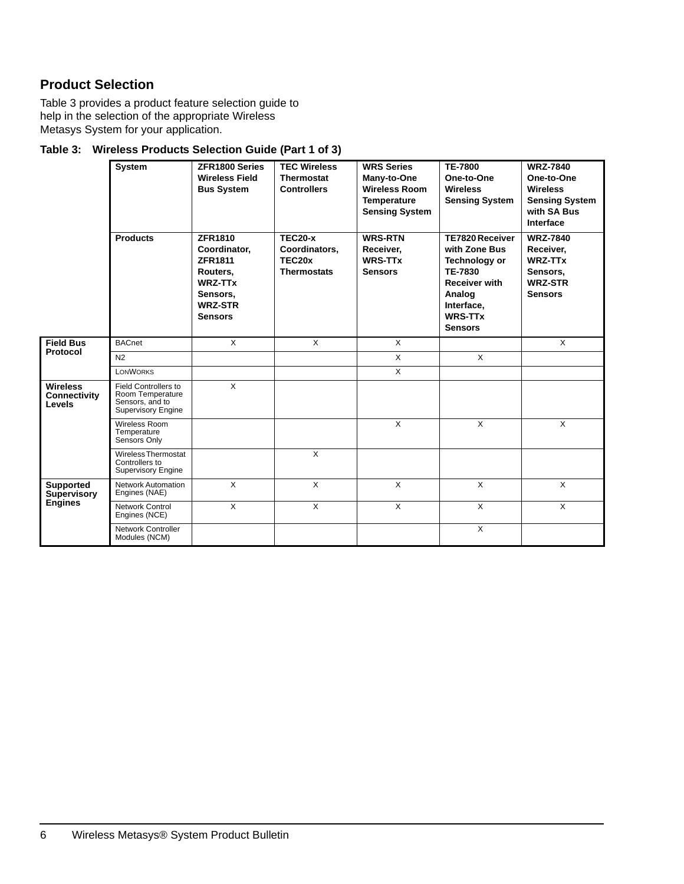## Product Selection

Table 3 provides a product feature selection guide to help in the selection of the appropriate Wireless Metasys System for your application.

**Table 3: Wireless Products Selection Guide (Part 1 of 3)**

| | System | ZFR1800 Series Wireless Field Bus System | TEC Wireless Thermostat Controllers | WRS Series Many-to-One Wireless Room Temperature Sensing System | TE-7800 One-to-One Wireless Sensing System | WRZ-7840 One-to-One Wireless Sensing System with SA Bus Interface |
|---|---|---|---|---|---|---|
| | **Products** | **ZFR1810 Coordinator, ZFR1811 Routers, WRZ-TTx Sensors, WRZ-STR Sensors** | **TEC20-x Coordinators, TEC20x Thermostats** | **WRS-RTN Receiver, WRS-TTx Sensors** | **TE7820 Receiver with Zone Bus Technology or TE-7830 Receiver with Analog Interface, WRS-TTx Sensors** | **WRZ-7840 Receiver, WRZ-TTx Sensors, WRZ-STR Sensors** |
| **Field Bus Protocol** | BACnet | X | X | X | | X |
| | N2 | | | X | X | |
| | LONWORKS | | | X | | |
| **Wireless Connectivity Levels** | Field Controllers to Room Temperature Sensors, and to Supervisory Engine | X | | | | |
| | Wireless Room Temperature Sensors Only | | | X | X | X |
| | Wireless Thermostat Controllers to Supervisory Engine | | X | | | |
| **Supported Supervisory Engines** | Network Automation Engines (NAE) | X | X | X | X | X |
| | Network Control Engines (NCE) | X | X | X | X | X |
| | Network Controller Modules (NCM) | | | | X | |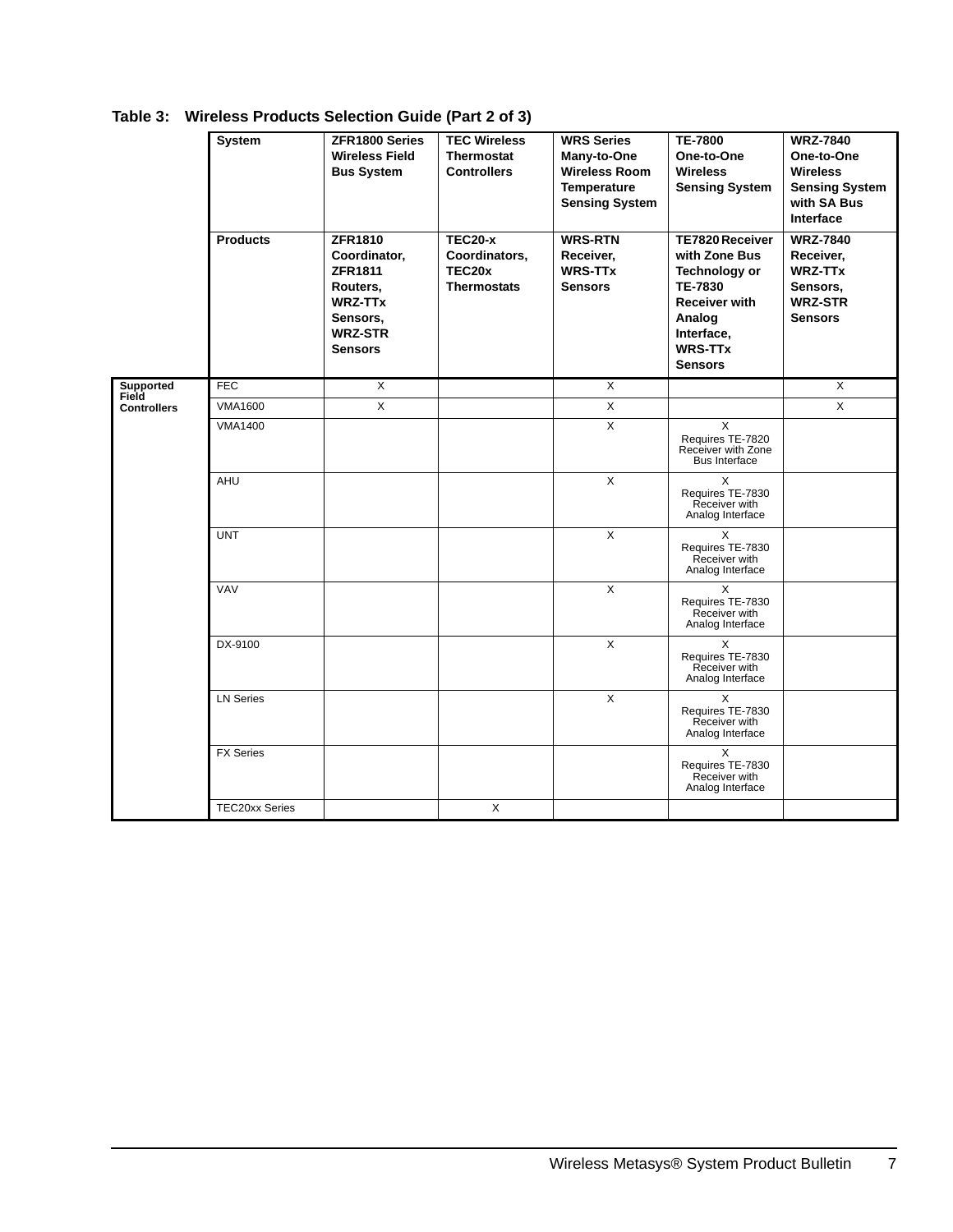**Table 3: Wireless Products Selection Guide (Part 2 of 3)**

| | System | ZFR1800 Series Wireless Field Bus System | TEC Wireless Thermostat Controllers | WRS Series Many-to-One Wireless Room Temperature Sensing System | TE-7800 One-to-One Wireless Sensing System | WRZ-7840 One-to-One Wireless Sensing System with SA Bus Interface |
|---|---|---|---|---|---|---|
| | **Products** | **ZFR1810 Coordinator, ZFR1811 Routers, WRZ-TTx Sensors, WRZ-STR Sensors** | **TEC20-x Coordinators, TEC20x Thermostats** | **WRS-RTN Receiver, WRS-TTx Sensors** | **TE7820 Receiver with Zone Bus Technology or TE-7830 Receiver with Analog Interface, WRS-TTx Sensors** | **WRZ-7840 Receiver, WRZ-TTx Sensors, WRZ-STR Sensors** |
| **Supported Field Controllers** | FEC | X | | X | | X |
| | VMA1600 | X | | X | | X |
| | VMA1400 | | | X | X Requires TE-7820 Receiver with Zone Bus Interface | |
| | AHU | | | X | X Requires TE-7830 Receiver with Analog Interface | |
| | UNT | | | X | X Requires TE-7830 Receiver with Analog Interface | |
| | VAV | | | X | X Requires TE-7830 Receiver with Analog Interface | |
| | DX-9100 | | | X | X Requires TE-7830 Receiver with Analog Interface | |
| | LN Series | | | X | X Requires TE-7830 Receiver with Analog Interface | |
| | FX Series | | | | X Requires TE-7830 Receiver with Analog Interface | |
| | TEC20xx Series | | X | | | |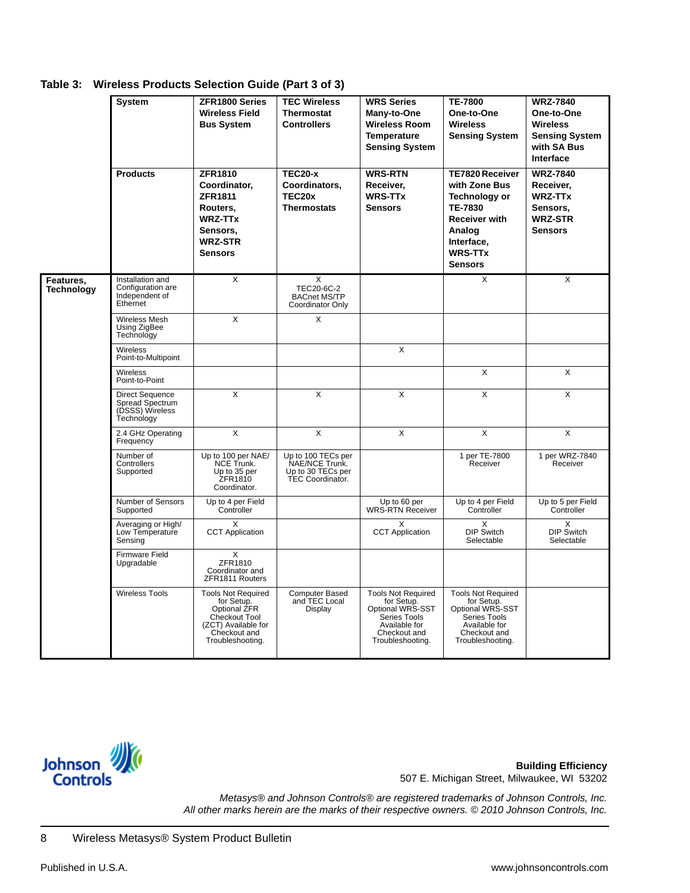**Table 3: Wireless Products Selection Guide (Part 3 of 3)**

| | System | ZFR1800 Series Wireless Field Bus System | TEC Wireless Thermostat Controllers | WRS Series Many-to-One Wireless Room Temperature Sensing System | TE-7800 One-to-One Wireless Sensing System | WRZ-7840 One-to-One Wireless Sensing System with SA Bus Interface |
|---|---|---|---|---|---|---|
| | **Products** | **ZFR1810 Coordinator, ZFR1811 Routers, WRZ-TTx Sensors, WRZ-STR Sensors** | **TEC20-x Coordinators, TEC20x Thermostats** | **WRS-RTN Receiver, WRS-TTx Sensors** | **TE7820 Receiver with Zone Bus Technology or TE-7830 Receiver with Analog Interface, WRS-TTx Sensors** | **WRZ-7840 Receiver, WRZ-TTx Sensors, WRZ-STR Sensors** |
| **Features, Technology** | Installation and Configuration are Independent of Ethernet | X | X TEC20-6C-2 BACnet MS/TP Coordinator Only | | X | X |
| | Wireless Mesh Using ZigBee Technology | X | X | | | |
| | Wireless Point-to-Multipoint | | | X | | |
| | Wireless Point-to-Point | | | | X | X |
| | Direct Sequence Spread Spectrum (DSSS) Wireless Technology | X | X | X | X | X |
| | 2.4 GHz Operating Frequency | X | X | X | X | X |
| | Number of Controllers Supported | Up to 100 per NAE/ NCE Trunk. Up to 35 per ZFR1810 Coordinator. | Up to 100 TECs per NAE/NCE Trunk. Up to 30 TECs per TEC Coordinator. | | 1 per TE-7800 Receiver | 1 per WRZ-7840 Receiver |
| | Number of Sensors Supported | Up to 4 per Field Controller | | Up to 60 per WRS-RTN Receiver | Up to 4 per Field Controller | Up to 5 per Field Controller |
| | Averaging or High/ Low Temperature Sensing | X CCT Application | | X CCT Application | X DIP Switch Selectable | X DIP Switch Selectable |
| | Firmware Field Upgradable | X ZFR1810 Coordinator and ZFR1811 Routers | | | | |
| | Wireless Tools | Tools Not Required for Setup. Optional ZFR Checkout Tool (ZCT) Available for Checkout and Troubleshooting. | Computer Based and TEC Local Display | Tools Not Required for Setup. Optional WRS-SST Series Tools Available for Checkout and Troubleshooting. | Tools Not Required for Setup. Optional WRS-SST Series Tools Available for Checkout and Troubleshooting. | |

Johnson Controls

**Building Efficiency**
507 E. Michigan Street, Milwaukee, WI 53202

*Metasys® and Johnson Controls® are registered trademarks of Johnson Controls, Inc.*
*All other marks herein are the marks of their respective owners. © 2010 Johnson Controls, Inc.*

Published in U.S.A. www.johnsoncontrols.com